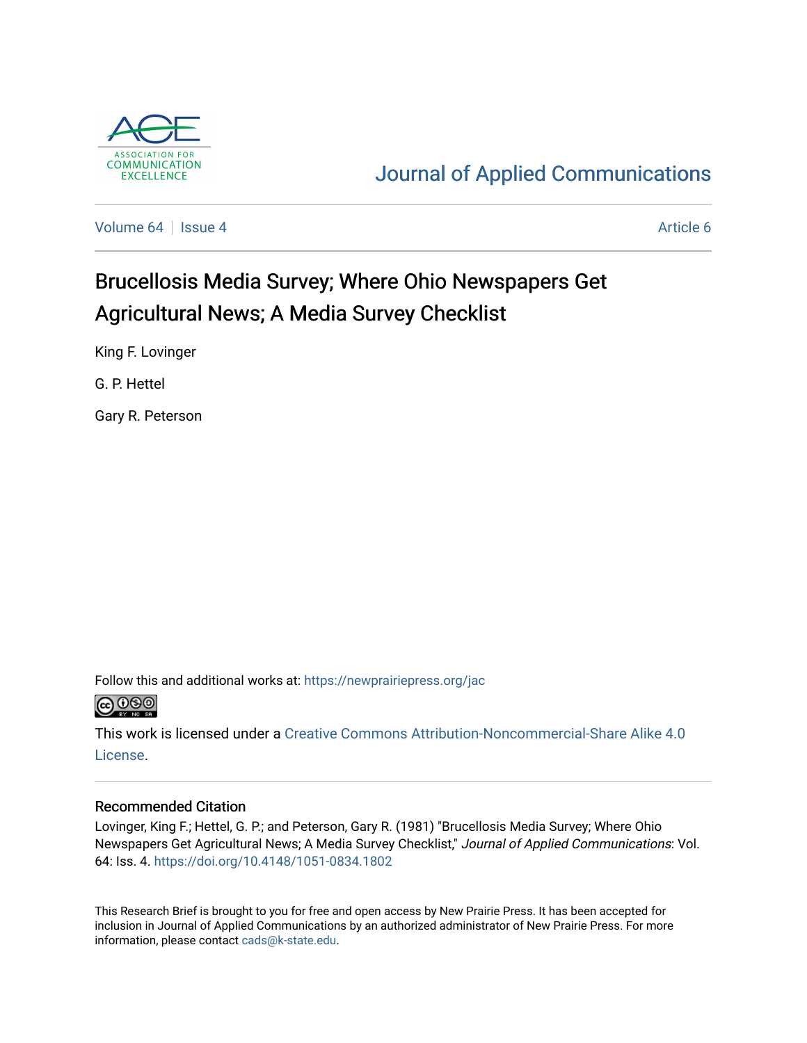Journal of Applied Communications

Volume 64 | Issue 4 | Article 6

# Brucellosis Media Survey; Where Ohio Newspapers Get Agricultural News; A Media Survey Checklist

King F. Lovinger

G. P. Hettel

Gary R. Peterson

Follow this and additional works at: https://newprairiepress.org/jac

This work is licensed under a Creative Commons Attribution-Noncommercial-Share Alike 4.0 License.

## Recommended Citation

Lovinger, King F.; Hettel, G. P.; and Peterson, Gary R. (1981) "Brucellosis Media Survey; Where Ohio Newspapers Get Agricultural News; A Media Survey Checklist," *Journal of Applied Communications*: Vol. 64: Iss. 4. https://doi.org/10.4148/1051-0834.1802

This Research Brief is brought to you for free and open access by New Prairie Press. It has been accepted for inclusion in Journal of Applied Communications by an authorized administrator of New Prairie Press. For more information, please contact cads@k-state.edu.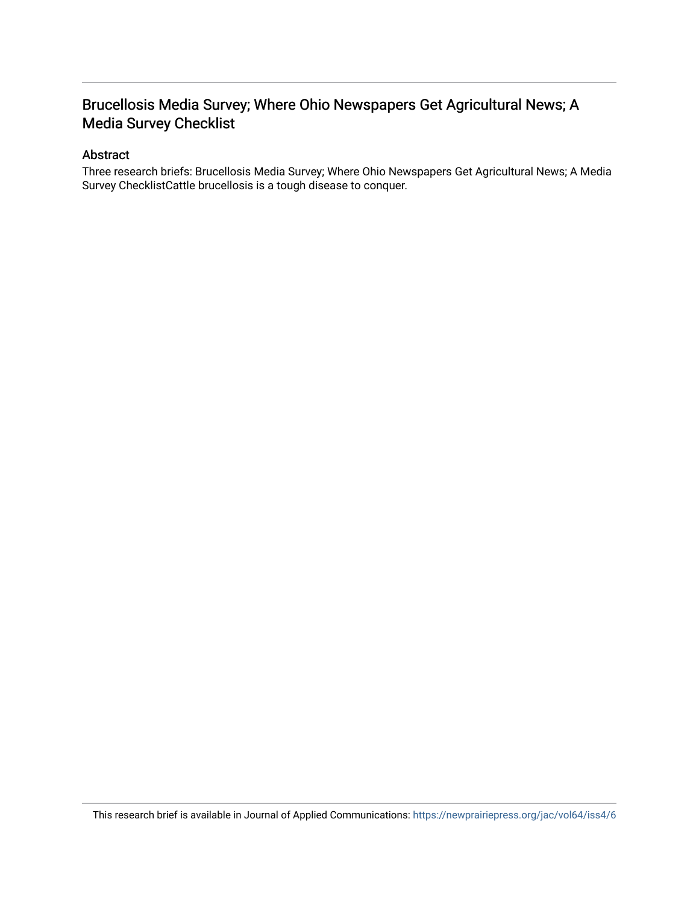# Brucellosis Media Survey; Where Ohio Newspapers Get Agricultural News; A Media Survey Checklist

## Abstract

Three research briefs: Brucellosis Media Survey; Where Ohio Newspapers Get Agricultural News; A Media Survey ChecklistCattle brucellosis is a tough disease to conquer.

This research brief is available in Journal of Applied Communications: https://newprairiepress.org/jac/vol64/iss4/6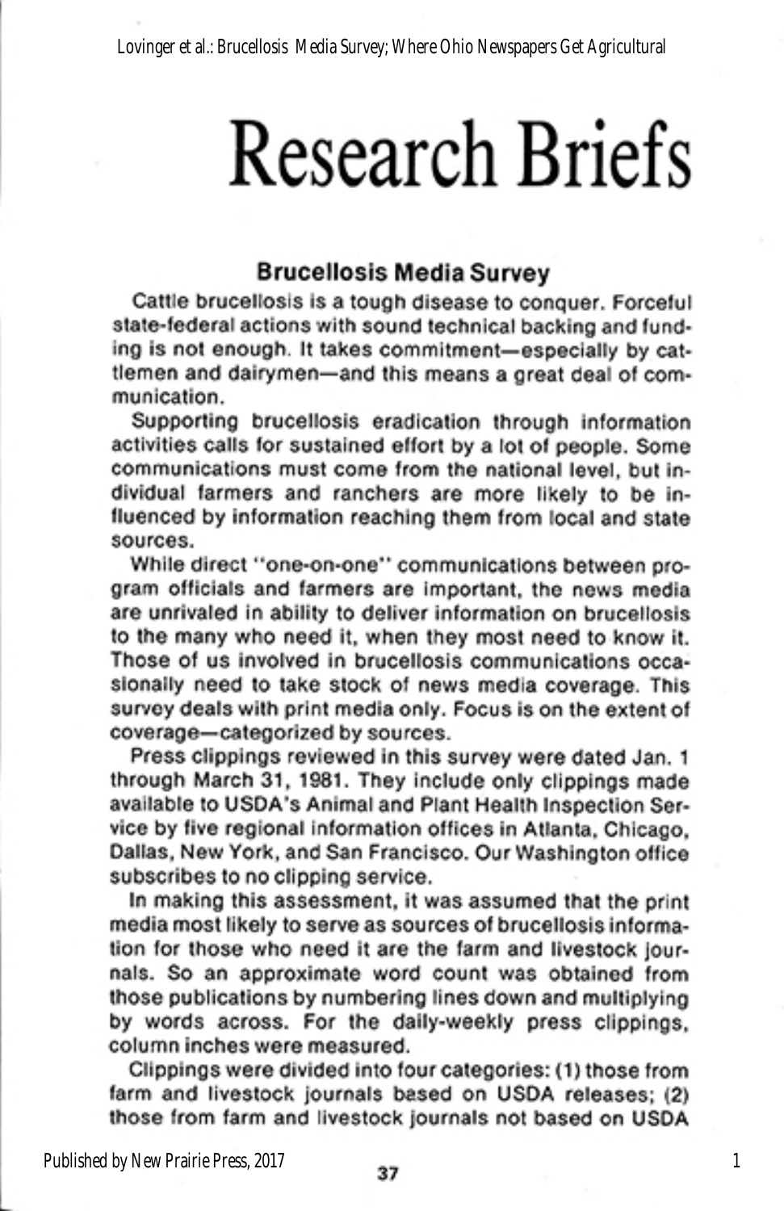# Research Briefs

## Brucellosis Media Survey

Cattle brucellosis is a tough disease to conquer. Forceful state-federal actions with sound technical backing and funding is not enough. It takes commitment—especially by cattlemen and dairymen—and this means a great deal of communication.

Supporting brucellosis eradication through information activities calls for sustained effort by a lot of people. Some communications must come from the national level, but individual farmers and ranchers are more likely to be influenced by information reaching them from local and state sources.

While direct "one-on-one" communications between program officials and farmers are important, the news media are unrivaled in ability to deliver information on brucellosis to the many who need it, when they most need to know it. Those of us involved in brucellosis communications occasionally need to take stock of news media coverage. This survey deals with print media only. Focus is on the extent of coverage—categorized by sources.

Press clippings reviewed in this survey were dated Jan. 1 through March 31, 1981. They include only clippings made available to USDA's Animal and Plant Health Inspection Service by five regional information offices in Atlanta, Chicago, Dallas, New York, and San Francisco. Our Washington office subscribes to no clipping service.

In making this assessment, it was assumed that the print media most likely to serve as sources of brucellosis information for those who need it are the farm and livestock journals. So an approximate word count was obtained from those publications by numbering lines down and multiplying by words across. For the daily-weekly press clippings, column inches were measured.

Clippings were divided into four categories: (1) those from farm and livestock journals based on USDA releases; (2) those from farm and livestock journals not based on USDA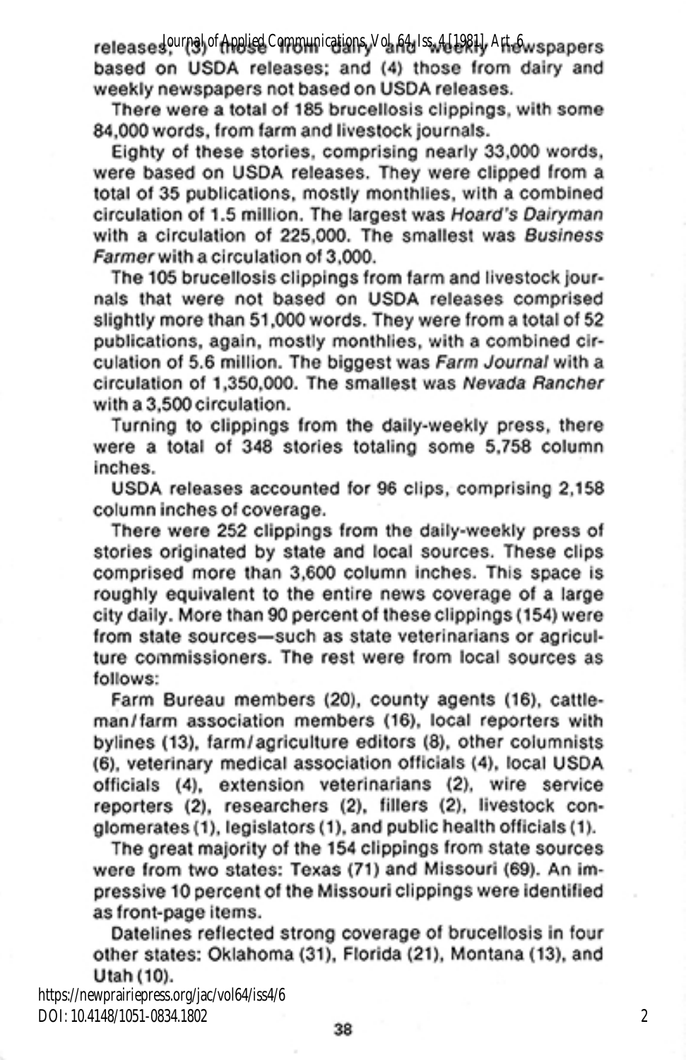releases; (3) those from daily and weekly newspapers based on USDA releases; and (4) those from daily and weekly newspapers not based on USDA releases.

There were a total of 185 brucellosis clippings, with some 84,000 words, from farm and livestock journals.

Eighty of these stories, comprising nearly 33,000 words, were based on USDA releases. They were clipped from a total of 35 publications, mostly monthlies, with a combined circulation of 1.5 million. The largest was *Hoard's Dairyman* with a circulation of 225,000. The smallest was *Business Farmer* with a circulation of 3,000.

The 105 brucellosis clippings from farm and livestock journals that were not based on USDA releases comprised slightly more than 51,000 words. They were from a total of 52 publications, again, mostly monthlies, with a combined circulation of 5.6 million. The biggest was *Farm Journal* with a circulation of 1,350,000. The smallest was *Nevada Rancher* with a 3,500 circulation.

Turning to clippings from the daily-weekly press, there were a total of 348 stories totaling some 5,758 column inches.

USDA releases accounted for 96 clips, comprising 2,158 column inches of coverage.

There were 252 clippings from the daily-weekly press of stories originated by state and local sources. These clips comprised more than 3,600 column inches. This space is roughly equivalent to the entire news coverage of a large city daily. More than 90 percent of these clippings (154) were from state sources—such as state veterinarians or agriculture commissioners. The rest were from local sources as follows:

Farm Bureau members (20), county agents (16), cattleman/farm association members (16), local reporters with bylines (13), farm/agriculture editors (8), other columnists (6), veterinary medical association officials (4), local USDA officials (4), extension veterinarians (2), wire service reporters (2), researchers (2), fillers (2), livestock conglomerates (1), legislators (1), and public health officials (1).

The great majority of the 154 clippings from state sources were from two states: Texas (71) and Missouri (69). An impressive 10 percent of the Missouri clippings were identified as front-page items.

Datelines reflected strong coverage of brucellosis in four other states: Oklahoma (31), Florida (21), Montana (13), and Utah (10).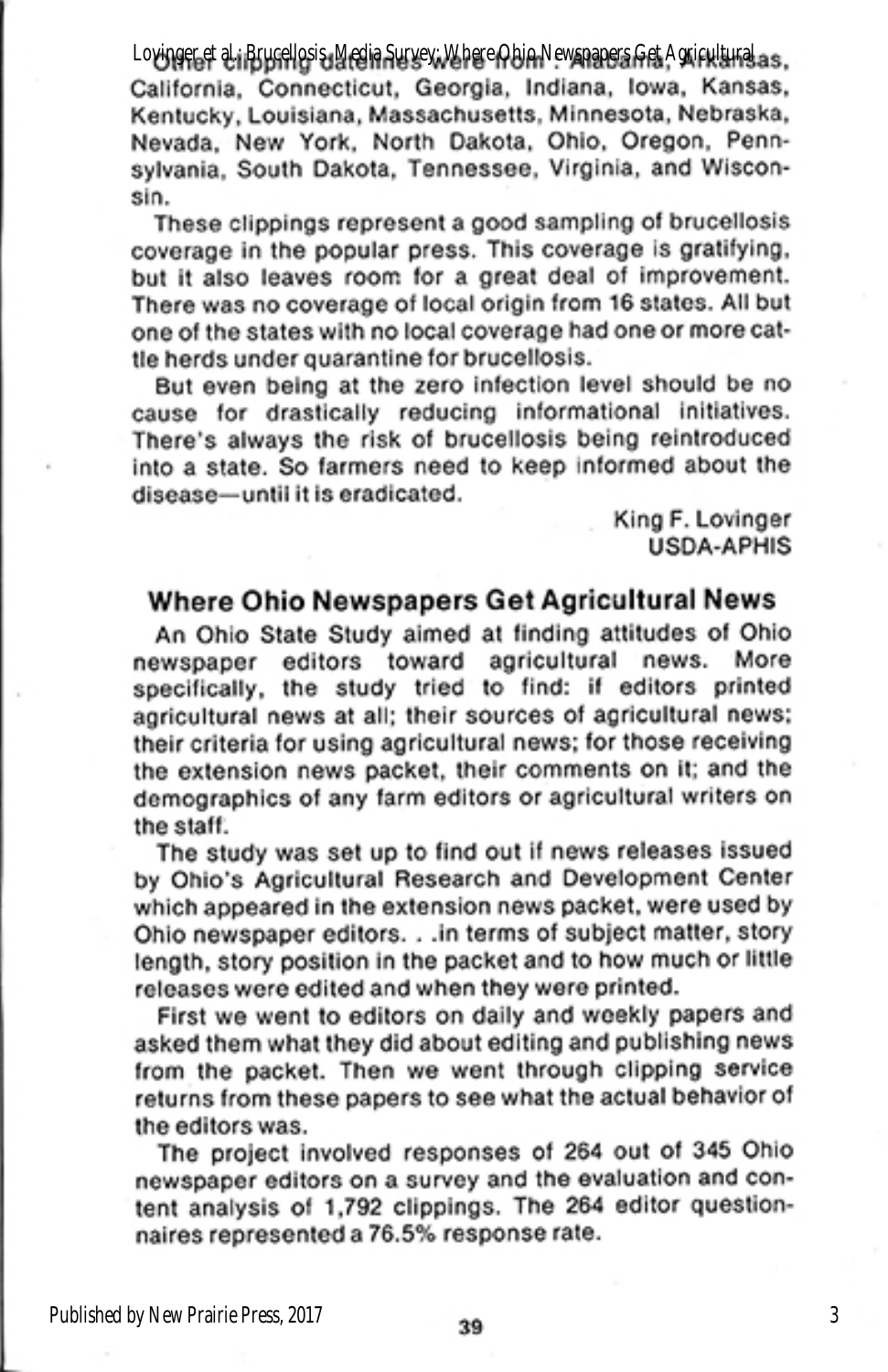Other clipping datelines were from : Alabama, Arkansas, California, Connecticut, Georgia, Indiana, Iowa, Kansas, Kentucky, Louisiana, Massachusetts, Minnesota, Nebraska, Nevada, New York, North Dakota, Ohio, Oregon, Pennsylvania, South Dakota, Tennessee, Virginia, and Wisconsin.

These clippings represent a good sampling of brucellosis coverage in the popular press. This coverage is gratifying, but it also leaves room for a great deal of improvement. There was no coverage of local origin from 16 states. All but one of the states with no local coverage had one or more cattle herds under quarantine for brucellosis.

But even being at the zero infection level should be no cause for drastically reducing informational initiatives. There's always the risk of brucellosis being reintroduced into a state. So farmers need to keep informed about the disease—until it is eradicated.

King F. Lovinger
USDA-APHIS

## Where Ohio Newspapers Get Agricultural News

An Ohio State Study aimed at finding attitudes of Ohio newspaper editors toward agricultural news. More specifically, the study tried to find: if editors printed agricultural news at all; their sources of agricultural news; their criteria for using agricultural news; for those receiving the extension news packet, their comments on it; and the demographics of any farm editors or agricultural writers on the staff.

The study was set up to find out if news releases issued by Ohio's Agricultural Research and Development Center which appeared in the extension news packet, were used by Ohio newspaper editors. . .in terms of subject matter, story length, story position in the packet and to how much or little releases were edited and when they were printed.

First we went to editors on daily and weekly papers and asked them what they did about editing and publishing news from the packet. Then we went through clipping service returns from these papers to see what the actual behavior of the editors was.

The project involved responses of 264 out of 345 Ohio newspaper editors on a survey and the evaluation and content analysis of 1,792 clippings. The 264 editor questionnaires represented a 76.5% response rate.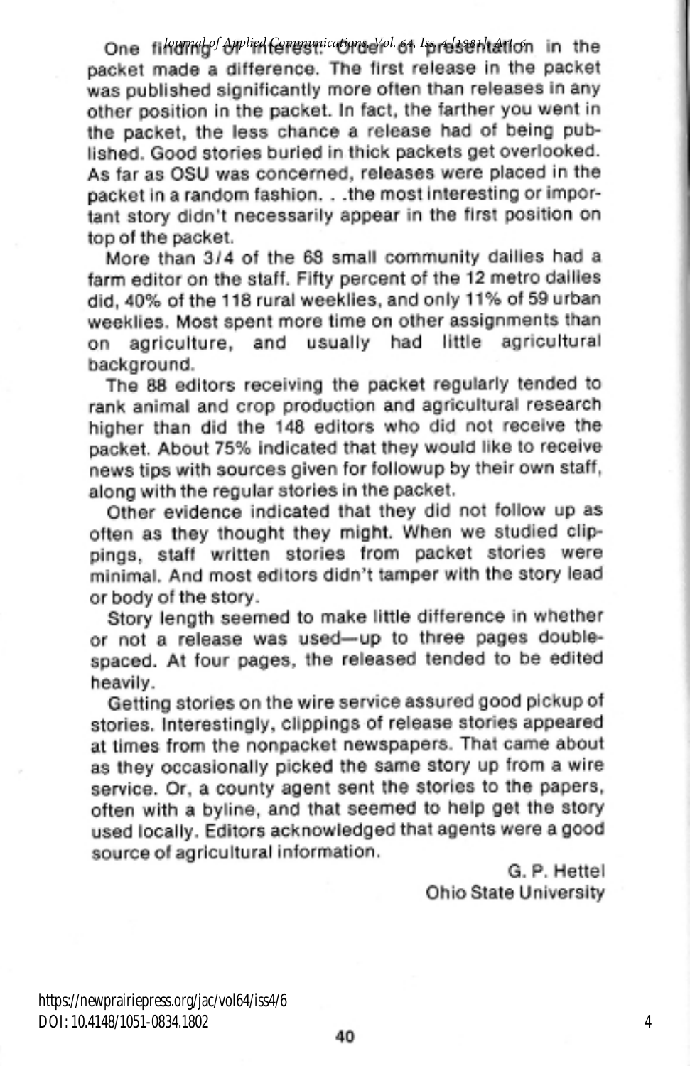One finding of interest: Order of presentation in the packet made a difference. The first release in the packet was published significantly more often than releases in any other position in the packet. In fact, the farther you went in the packet, the less chance a release had of being published. Good stories buried in thick packets get overlooked. As far as OSU was concerned, releases were placed in the packet in a random fashion. . .the most interesting or important story didn't necessarily appear in the first position on top of the packet.

More than 3/4 of the 68 small community dailies had a farm editor on the staff. Fifty percent of the 12 metro dailies did, 40% of the 118 rural weeklies, and only 11% of 59 urban weeklies. Most spent more time on other assignments than on agriculture, and usually had little agricultural background.

The 88 editors receiving the packet regularly tended to rank animal and crop production and agricultural research higher than did the 148 editors who did not receive the packet. About 75% indicated that they would like to receive news tips with sources given for followup by their own staff, along with the regular stories in the packet.

Other evidence indicated that they did not follow up as often as they thought they might. When we studied clippings, staff written stories from packet stories were minimal. And most editors didn't tamper with the story lead or body of the story.

Story length seemed to make little difference in whether or not a release was used—up to three pages double-spaced. At four pages, the released tended to be edited heavily.

Getting stories on the wire service assured good pickup of stories. Interestingly, clippings of release stories appeared at times from the nonpacket newspapers. That came about as they occasionally picked the same story up from a wire service. Or, a county agent sent the stories to the papers, often with a byline, and that seemed to help get the story used locally. Editors acknowledged that agents were a good source of agricultural information.

G. P. Hettel
Ohio State University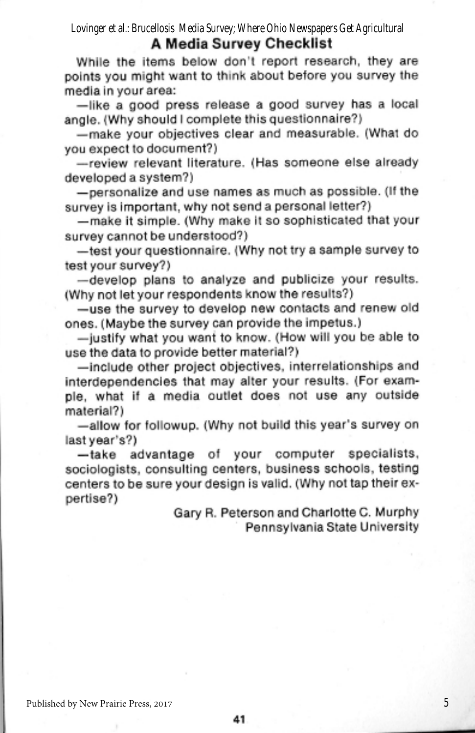## A Media Survey Checklist

While the items below don't report research, they are points you might want to think about before you survey the media in your area:

—like a good press release a good survey has a local angle. (Why should I complete this questionnaire?)

—make your objectives clear and measurable. (What do you expect to document?)

—review relevant literature. (Has someone else already developed a system?)

—personalize and use names as much as possible. (If the survey is important, why not send a personal letter?)

—make it simple. (Why make it so sophisticated that your survey cannot be understood?)

—test your questionnaire. (Why not try a sample survey to test your survey?)

—develop plans to analyze and publicize your results. (Why not let your respondents know the results?)

—use the survey to develop new contacts and renew old ones. (Maybe the survey can provide the impetus.)

—justify what you want to know. (How will you be able to use the data to provide better material?)

—include other project objectives, interrelationships and interdependencies that may alter your results. (For example, what if a media outlet does not use any outside material?)

—allow for followup. (Why not build this year's survey on last year's?)

—take advantage of your computer specialists, sociologists, consulting centers, business schools, testing centers to be sure your design is valid. (Why not tap their expertise?)

Gary R. Peterson and Charlotte C. Murphy
Pennsylvania State University